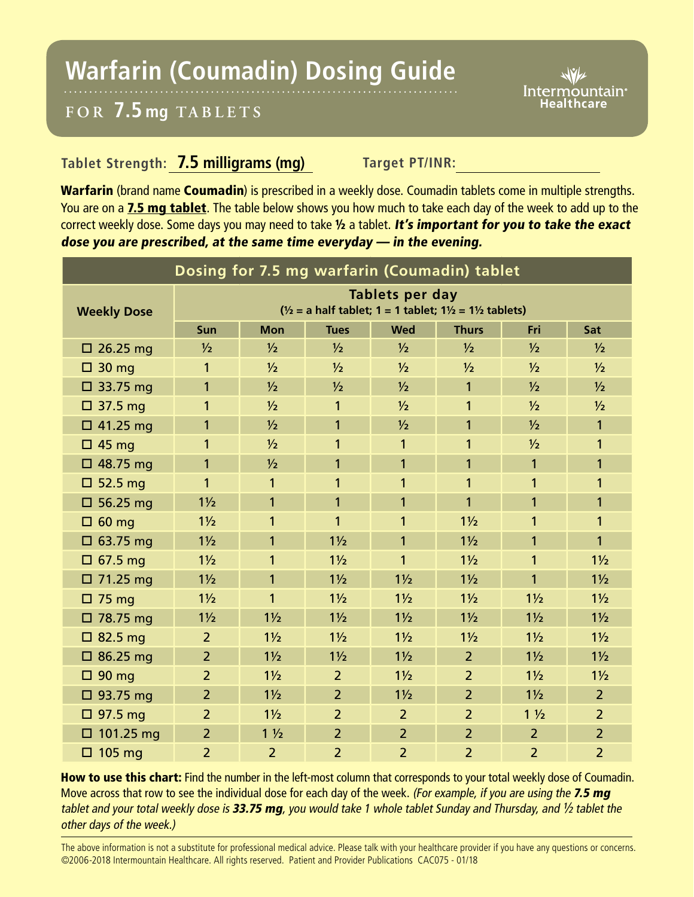# Warfarin (Coumadin) Dosing Guide

## FOR 7.5 mg TABLETS

Intermountain Healthcare

**Tablet Strength:** 7.5 milligrams (mg) **Target PT/INR:** ____________

**Warfarin** (brand name **Coumadin**) is prescribed in a weekly dose. Coumadin tablets come in multiple strengths. You are on a **7.5 mg tablet**. The table below shows you how much to take each day of the week to add up to the correct weekly dose. Some days you may need to take **½** a tablet. ***It's important for you to take the exact dose you are prescribed, at the same time everyday — in the evening.***

| Dosing for 7.5 mg warfarin (Coumadin) tablet | | | | | | | |
|---|---|---|---|---|---|---|---|
| **Weekly Dose** | **Tablets per day** (½ = a half tablet; 1 = 1 tablet; 1½ = 1½ tablets) | | | | | | |
| | **Sun** | **Mon** | **Tues** | **Wed** | **Thurs** | **Fri** | **Sat** |
| ☐ 26.25 mg | ½ | ½ | ½ | ½ | ½ | ½ | ½ |
| ☐ 30 mg | 1 | ½ | ½ | ½ | ½ | ½ | ½ |
| ☐ 33.75 mg | 1 | ½ | ½ | ½ | 1 | ½ | ½ |
| ☐ 37.5 mg | 1 | ½ | 1 | ½ | 1 | ½ | ½ |
| ☐ 41.25 mg | 1 | ½ | 1 | ½ | 1 | ½ | 1 |
| ☐ 45 mg | 1 | ½ | 1 | 1 | 1 | ½ | 1 |
| ☐ 48.75 mg | 1 | ½ | 1 | 1 | 1 | 1 | 1 |
| ☐ 52.5 mg | 1 | 1 | 1 | 1 | 1 | 1 | 1 |
| ☐ 56.25 mg | 1½ | 1 | 1 | 1 | 1 | 1 | 1 |
| ☐ 60 mg | 1½ | 1 | 1 | 1 | 1½ | 1 | 1 |
| ☐ 63.75 mg | 1½ | 1 | 1½ | 1 | 1½ | 1 | 1 |
| ☐ 67.5 mg | 1½ | 1 | 1½ | 1 | 1½ | 1 | 1½ |
| ☐ 71.25 mg | 1½ | 1 | 1½ | 1½ | 1½ | 1 | 1½ |
| ☐ 75 mg | 1½ | 1 | 1½ | 1½ | 1½ | 1½ | 1½ |
| ☐ 78.75 mg | 1½ | 1½ | 1½ | 1½ | 1½ | 1½ | 1½ |
| ☐ 82.5 mg | 2 | 1½ | 1½ | 1½ | 1½ | 1½ | 1½ |
| ☐ 86.25 mg | 2 | 1½ | 1½ | 1½ | 2 | 1½ | 1½ |
| ☐ 90 mg | 2 | 1½ | 2 | 1½ | 2 | 1½ | 1½ |
| ☐ 93.75 mg | 2 | 1½ | 2 | 1½ | 2 | 1½ | 2 |
| ☐ 97.5 mg | 2 | 1½ | 2 | 2 | 2 | 1 ½ | 2 |
| ☐ 101.25 mg | 2 | 1 ½ | 2 | 2 | 2 | 2 | 2 |
| ☐ 105 mg | 2 | 2 | 2 | 2 | 2 | 2 | 2 |

**How to use this chart:** Find the number in the left-most column that corresponds to your total weekly dose of Coumadin. Move across that row to see the individual dose for each day of the week. *(For example, if you are using the **7.5 mg** tablet and your total weekly dose is **33.75 mg**, you would take 1 whole tablet Sunday and Thursday, and ½ tablet the other days of the week.)*

The above information is not a substitute for professional medical advice. Please talk with your healthcare provider if you have any questions or concerns. ©2006-2018 Intermountain Healthcare. All rights reserved. Patient and Provider Publications CAC075 - 01/18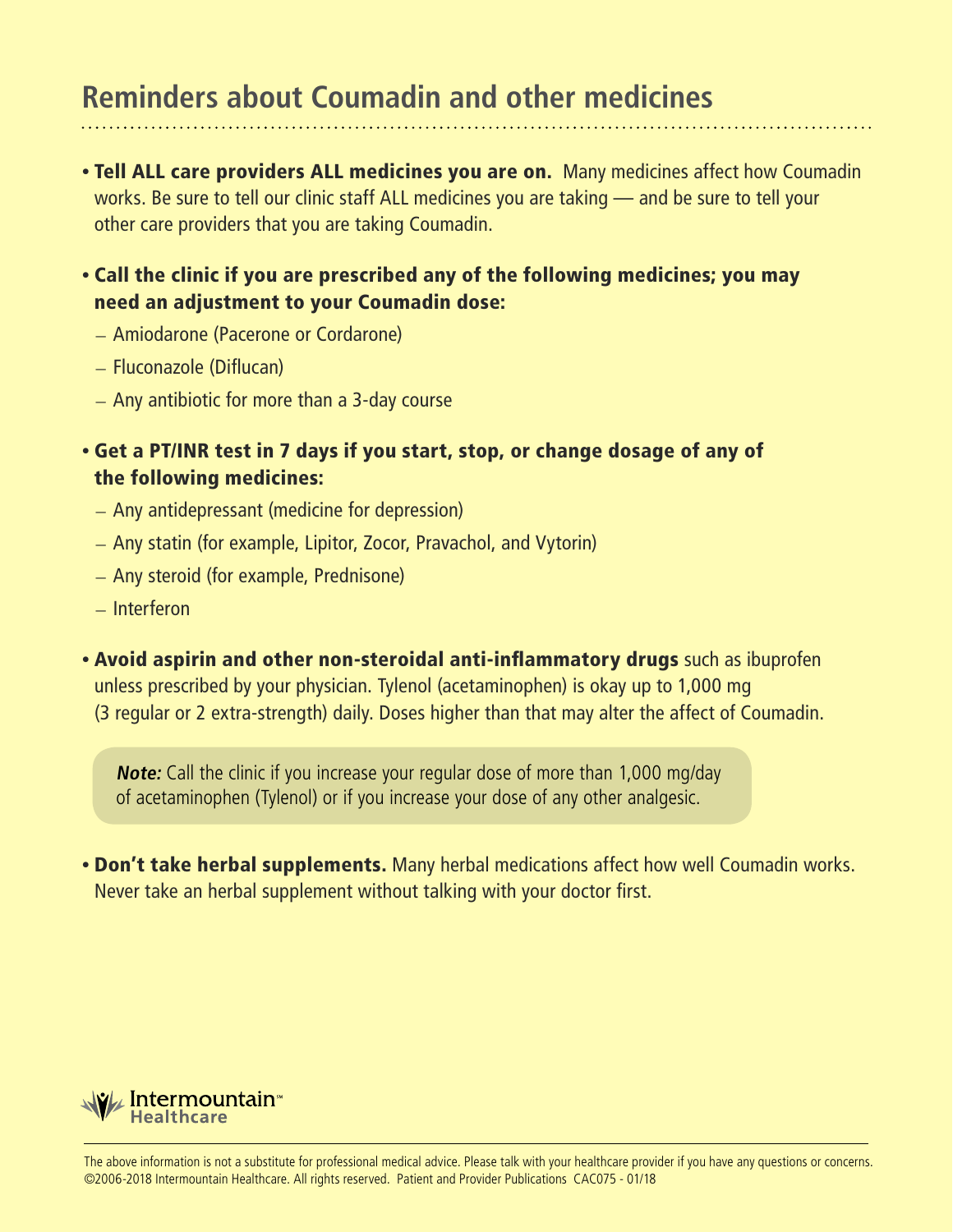## Reminders about Coumadin and other medicines

- **Tell ALL care providers ALL medicines you are on.** Many medicines affect how Coumadin works. Be sure to tell our clinic staff ALL medicines you are taking — and be sure to tell your other care providers that you are taking Coumadin.
- **Call the clinic if you are prescribed any of the following medicines; you may need an adjustment to your Coumadin dose:**
  - Amiodarone (Pacerone or Cordarone)
  - Fluconazole (Diflucan)
  - Any antibiotic for more than a 3-day course
- **Get a PT/INR test in 7 days if you start, stop, or change dosage of any of the following medicines:**
  - Any antidepressant (medicine for depression)
  - Any statin (for example, Lipitor, Zocor, Pravachol, and Vytorin)
  - Any steroid (for example, Prednisone)
  - Interferon
- **Avoid aspirin and other non-steroidal anti-inflammatory drugs** such as ibuprofen unless prescribed by your physician. Tylenol (acetaminophen) is okay up to 1,000 mg (3 regular or 2 extra-strength) daily. Doses higher than that may alter the affect of Coumadin.

> ***Note:*** Call the clinic if you increase your regular dose of more than 1,000 mg/day of acetaminophen (Tylenol) or if you increase your dose of any other analgesic.

- **Don't take herbal supplements.** Many herbal medications affect how well Coumadin works. Never take an herbal supplement without talking with your doctor first.

Intermountain Healthcare

The above information is not a substitute for professional medical advice. Please talk with your healthcare provider if you have any questions or concerns.
©2006-2018 Intermountain Healthcare. All rights reserved. Patient and Provider Publications CAC075 - 01/18